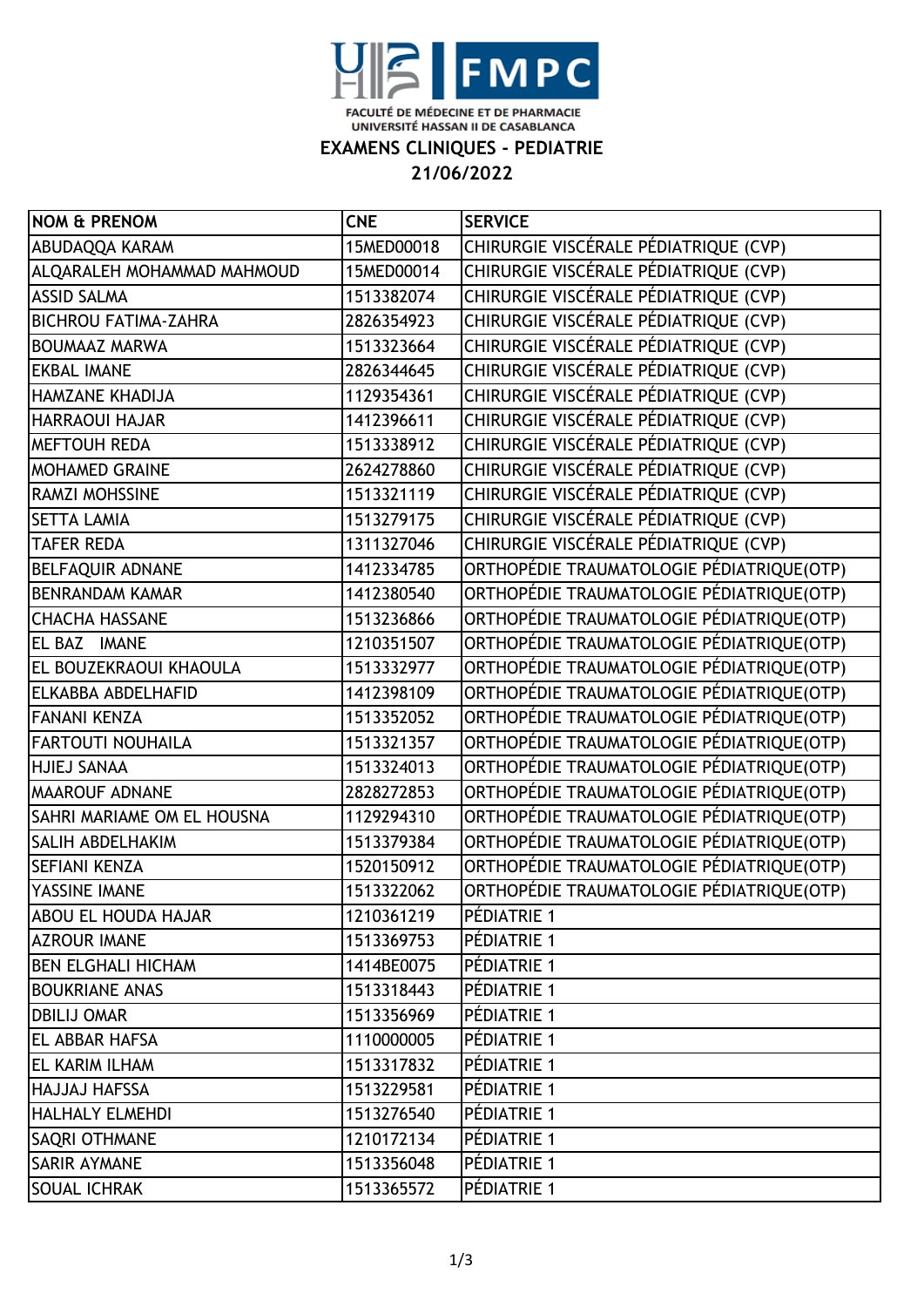FACULTÉ DE MÉDECINE ET DE PHARMACIE
UNIVERSITÉ HASSAN II DE CASABLANCA

# EXAMENS CLINIQUES - PEDIATRIE

## 21/06/2022

| NOM & PRENOM | CNE | SERVICE |
|---|---|---|
| ABUDAQQA KARAM | 15MED00018 | CHIRURGIE VISCÉRALE PÉDIATRIQUE (CVP) |
| ALQARALEH MOHAMMAD MAHMOUD | 15MED00014 | CHIRURGIE VISCÉRALE PÉDIATRIQUE (CVP) |
| ASSID SALMA | 1513382074 | CHIRURGIE VISCÉRALE PÉDIATRIQUE (CVP) |
| BICHROU FATIMA-ZAHRA | 2826354923 | CHIRURGIE VISCÉRALE PÉDIATRIQUE (CVP) |
| BOUMAAZ MARWA | 1513323664 | CHIRURGIE VISCÉRALE PÉDIATRIQUE (CVP) |
| EKBAL IMANE | 2826344645 | CHIRURGIE VISCÉRALE PÉDIATRIQUE (CVP) |
| HAMZANE KHADIJA | 1129354361 | CHIRURGIE VISCÉRALE PÉDIATRIQUE (CVP) |
| HARRAOUI HAJAR | 1412396611 | CHIRURGIE VISCÉRALE PÉDIATRIQUE (CVP) |
| MEFTOUH REDA | 1513338912 | CHIRURGIE VISCÉRALE PÉDIATRIQUE (CVP) |
| MOHAMED GRAINE | 2624278860 | CHIRURGIE VISCÉRALE PÉDIATRIQUE (CVP) |
| RAMZI MOHSSINE | 1513321119 | CHIRURGIE VISCÉRALE PÉDIATRIQUE (CVP) |
| SETTA LAMIA | 1513279175 | CHIRURGIE VISCÉRALE PÉDIATRIQUE (CVP) |
| TAFER REDA | 1311327046 | CHIRURGIE VISCÉRALE PÉDIATRIQUE (CVP) |
| BELFAQUIR ADNANE | 1412334785 | ORTHOPÉDIE TRAUMATOLOGIE PÉDIATRIQUE(OTP) |
| BENRANDAM KAMAR | 1412380540 | ORTHOPÉDIE TRAUMATOLOGIE PÉDIATRIQUE(OTP) |
| CHACHA HASSANE | 1513236866 | ORTHOPÉDIE TRAUMATOLOGIE PÉDIATRIQUE(OTP) |
| EL BAZ IMANE | 1210351507 | ORTHOPÉDIE TRAUMATOLOGIE PÉDIATRIQUE(OTP) |
| EL BOUZEKRAOUI KHAOULA | 1513332977 | ORTHOPÉDIE TRAUMATOLOGIE PÉDIATRIQUE(OTP) |
| ELKABBA ABDELHAFID | 1412398109 | ORTHOPÉDIE TRAUMATOLOGIE PÉDIATRIQUE(OTP) |
| FANANI KENZA | 1513352052 | ORTHOPÉDIE TRAUMATOLOGIE PÉDIATRIQUE(OTP) |
| FARTOUTI NOUHAILA | 1513321357 | ORTHOPÉDIE TRAUMATOLOGIE PÉDIATRIQUE(OTP) |
| HJIEJ SANAA | 1513324013 | ORTHOPÉDIE TRAUMATOLOGIE PÉDIATRIQUE(OTP) |
| MAAROUF ADNANE | 2828272853 | ORTHOPÉDIE TRAUMATOLOGIE PÉDIATRIQUE(OTP) |
| SAHRI MARIAME OM EL HOUSNA | 1129294310 | ORTHOPÉDIE TRAUMATOLOGIE PÉDIATRIQUE(OTP) |
| SALIH ABDELHAKIM | 1513379384 | ORTHOPÉDIE TRAUMATOLOGIE PÉDIATRIQUE(OTP) |
| SEFIANI KENZA | 1520150912 | ORTHOPÉDIE TRAUMATOLOGIE PÉDIATRIQUE(OTP) |
| YASSINE IMANE | 1513322062 | ORTHOPÉDIE TRAUMATOLOGIE PÉDIATRIQUE(OTP) |
| ABOU EL HOUDA HAJAR | 1210361219 | PÉDIATRIE 1 |
| AZROUR IMANE | 1513369753 | PÉDIATRIE 1 |
| BEN ELGHALI HICHAM | 1414BE0075 | PÉDIATRIE 1 |
| BOUKRIANE ANAS | 1513318443 | PÉDIATRIE 1 |
| DBILIJ OMAR | 1513356969 | PÉDIATRIE 1 |
| EL ABBAR HAFSA | 1110000005 | PÉDIATRIE 1 |
| EL KARIM ILHAM | 1513317832 | PÉDIATRIE 1 |
| HAJJAJ HAFSSA | 1513229581 | PÉDIATRIE 1 |
| HALHALY ELMEHDI | 1513276540 | PÉDIATRIE 1 |
| SAQRI OTHMANE | 1210172134 | PÉDIATRIE 1 |
| SARIR AYMANE | 1513356048 | PÉDIATRIE 1 |
| SOUAL ICHRAK | 1513365572 | PÉDIATRIE 1 |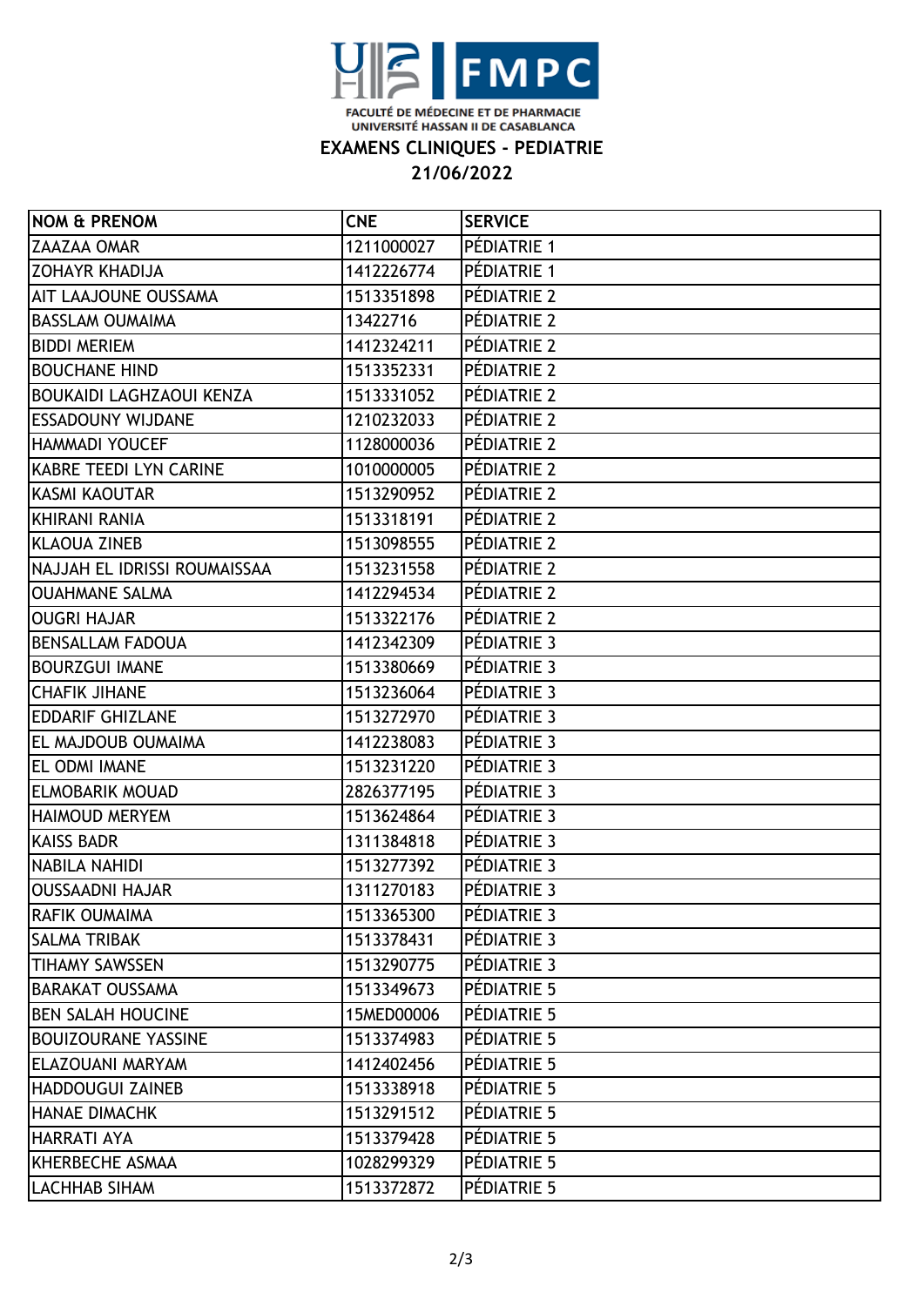FACULTÉ DE MÉDECINE ET DE PHARMACIE
UNIVERSITÉ HASSAN II DE CASABLANCA

# EXAMENS CLINIQUES - PEDIATRIE

## 21/06/2022

| NOM & PRENOM | CNE | SERVICE |
|---|---|---|
| ZAAZAA OMAR | 1211000027 | PÉDIATRIE 1 |
| ZOHAYR KHADIJA | 1412226774 | PÉDIATRIE 1 |
| AIT LAAJOUNE OUSSAMA | 1513351898 | PÉDIATRIE 2 |
| BASSLAM OUMAIMA | 13422716 | PÉDIATRIE 2 |
| BIDDI MERIEM | 1412324211 | PÉDIATRIE 2 |
| BOUCHANE HIND | 1513352331 | PÉDIATRIE 2 |
| BOUKAIDI LAGHZAOUI KENZA | 1513331052 | PÉDIATRIE 2 |
| ESSADOUNY WIJDANE | 1210232033 | PÉDIATRIE 2 |
| HAMMADI YOUCEF | 1128000036 | PÉDIATRIE 2 |
| KABRE TEEDI LYN CARINE | 1010000005 | PÉDIATRIE 2 |
| KASMI KAOUTAR | 1513290952 | PÉDIATRIE 2 |
| KHIRANI RANIA | 1513318191 | PÉDIATRIE 2 |
| KLAOUA ZINEB | 1513098555 | PÉDIATRIE 2 |
| NAJJAH EL IDRISSI ROUMAISSAA | 1513231558 | PÉDIATRIE 2 |
| OUAHMANE SALMA | 1412294534 | PÉDIATRIE 2 |
| OUGRI HAJAR | 1513322176 | PÉDIATRIE 2 |
| BENSALLAM FADOUA | 1412342309 | PÉDIATRIE 3 |
| BOURZGUI IMANE | 1513380669 | PÉDIATRIE 3 |
| CHAFIK JIHANE | 1513236064 | PÉDIATRIE 3 |
| EDDARIF GHIZLANE | 1513272970 | PÉDIATRIE 3 |
| EL MAJDOUB OUMAIMA | 1412238083 | PÉDIATRIE 3 |
| EL ODMI IMANE | 1513231220 | PÉDIATRIE 3 |
| ELMOBARIK MOUAD | 2826377195 | PÉDIATRIE 3 |
| HAIMOUD MERYEM | 1513624864 | PÉDIATRIE 3 |
| KAISS BADR | 1311384818 | PÉDIATRIE 3 |
| NABILA NAHIDI | 1513277392 | PÉDIATRIE 3 |
| OUSSAADNI HAJAR | 1311270183 | PÉDIATRIE 3 |
| RAFIK OUMAIMA | 1513365300 | PÉDIATRIE 3 |
| SALMA TRIBAK | 1513378431 | PÉDIATRIE 3 |
| TIHAMY SAWSSEN | 1513290775 | PÉDIATRIE 3 |
| BARAKAT OUSSAMA | 1513349673 | PÉDIATRIE 5 |
| BEN SALAH HOUCINE | 15MED00006 | PÉDIATRIE 5 |
| BOUIZOURANE YASSINE | 1513374983 | PÉDIATRIE 5 |
| ELAZOUANI MARYAM | 1412402456 | PÉDIATRIE 5 |
| HADDOUGUI ZAINEB | 1513338918 | PÉDIATRIE 5 |
| HANAE DIMACHK | 1513291512 | PÉDIATRIE 5 |
| HARRATI AYA | 1513379428 | PÉDIATRIE 5 |
| KHERBECHE ASMAA | 1028299329 | PÉDIATRIE 5 |
| LACHHAB SIHAM | 1513372872 | PÉDIATRIE 5 |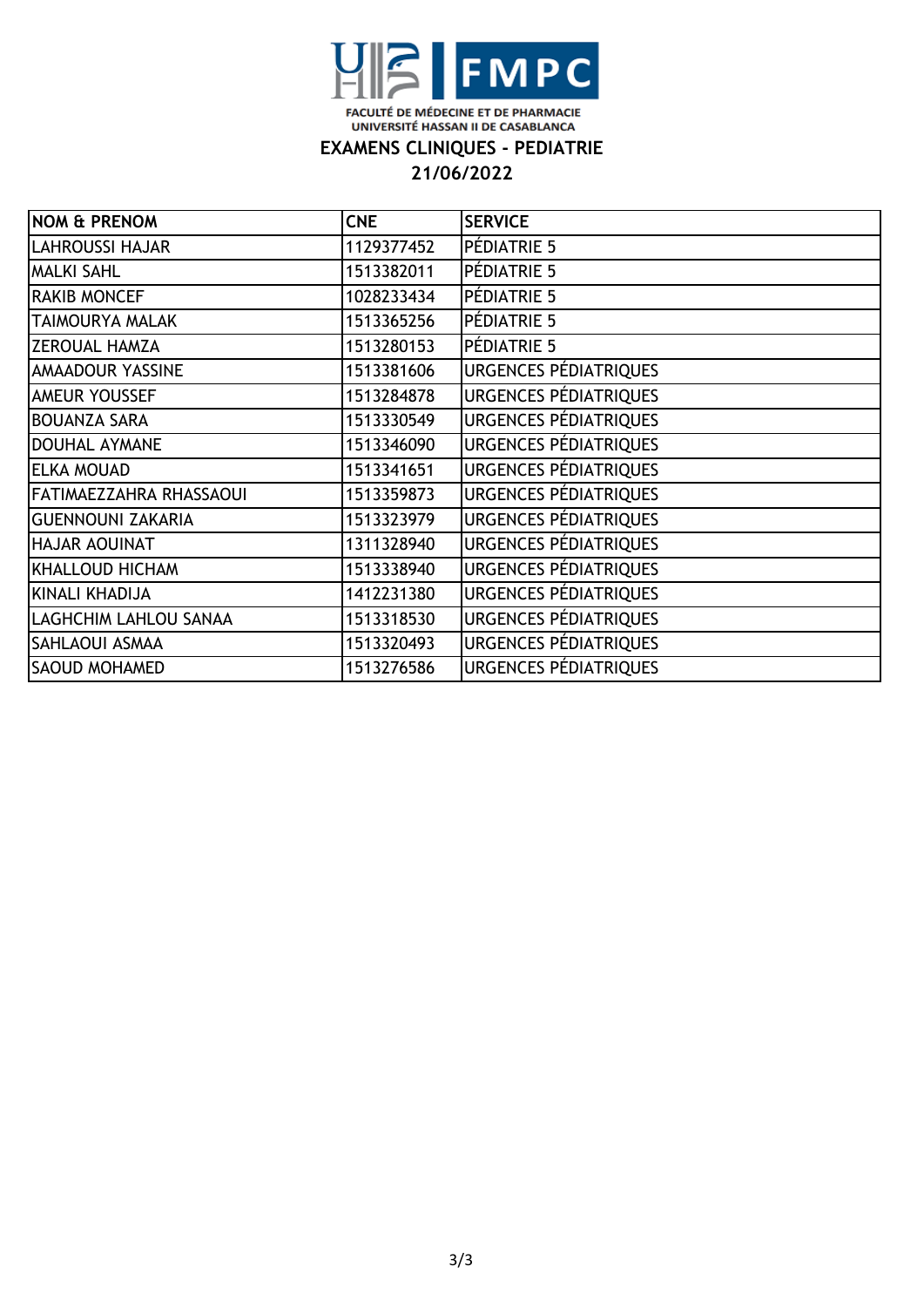FACULTÉ DE MÉDECINE ET DE PHARMACIE
UNIVERSITÉ HASSAN II DE CASABLANCA

# EXAMENS CLINIQUES - PEDIATRIE

## 21/06/2022

| NOM & PRENOM | CNE | SERVICE |
|---|---|---|
| LAHROUSSI HAJAR | 1129377452 | PÉDIATRIE 5 |
| MALKI SAHL | 1513382011 | PÉDIATRIE 5 |
| RAKIB MONCEF | 1028233434 | PÉDIATRIE 5 |
| TAIMOURYA MALAK | 1513365256 | PÉDIATRIE 5 |
| ZEROUAL HAMZA | 1513280153 | PÉDIATRIE 5 |
| AMAADOUR YASSINE | 1513381606 | URGENCES PÉDIATRIQUES |
| AMEUR YOUSSEF | 1513284878 | URGENCES PÉDIATRIQUES |
| BOUANZA SARA | 1513330549 | URGENCES PÉDIATRIQUES |
| DOUHAL AYMANE | 1513346090 | URGENCES PÉDIATRIQUES |
| ELKA MOUAD | 1513341651 | URGENCES PÉDIATRIQUES |
| FATIMAEZZAHRA RHASSAOUI | 1513359873 | URGENCES PÉDIATRIQUES |
| GUENNOUNI ZAKARIA | 1513323979 | URGENCES PÉDIATRIQUES |
| HAJAR AOUINAT | 1311328940 | URGENCES PÉDIATRIQUES |
| KHALLOUD HICHAM | 1513338940 | URGENCES PÉDIATRIQUES |
| KINALI KHADIJA | 1412231380 | URGENCES PÉDIATRIQUES |
| LAGHCHIM LAHLOU SANAA | 1513318530 | URGENCES PÉDIATRIQUES |
| SAHLAOUI ASMAA | 1513320493 | URGENCES PÉDIATRIQUES |
| SAOUD MOHAMED | 1513276586 | URGENCES PÉDIATRIQUES |